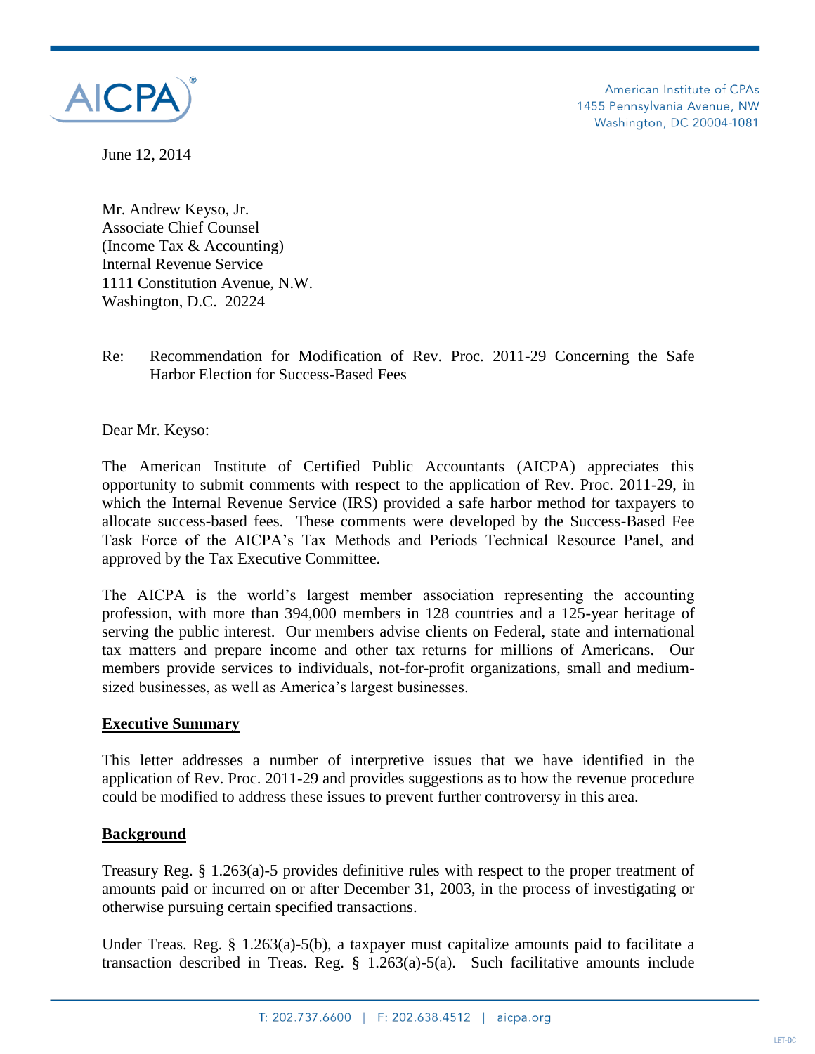American Institute of CPAs
1455 Pennsylvania Avenue, NW
Washington, DC 20004-1081

June 12, 2014

Mr. Andrew Keyso, Jr.
Associate Chief Counsel
(Income Tax & Accounting)
Internal Revenue Service
1111 Constitution Avenue, N.W.
Washington, D.C. 20224

Re: Recommendation for Modification of Rev. Proc. 2011-29 Concerning the Safe Harbor Election for Success-Based Fees

Dear Mr. Keyso:

The American Institute of Certified Public Accountants (AICPA) appreciates this opportunity to submit comments with respect to the application of Rev. Proc. 2011-29, in which the Internal Revenue Service (IRS) provided a safe harbor method for taxpayers to allocate success-based fees. These comments were developed by the Success-Based Fee Task Force of the AICPA's Tax Methods and Periods Technical Resource Panel, and approved by the Tax Executive Committee.

The AICPA is the world's largest member association representing the accounting profession, with more than 394,000 members in 128 countries and a 125-year heritage of serving the public interest. Our members advise clients on Federal, state and international tax matters and prepare income and other tax returns for millions of Americans. Our members provide services to individuals, not-for-profit organizations, small and medium-sized businesses, as well as America's largest businesses.

**Executive Summary**

This letter addresses a number of interpretive issues that we have identified in the application of Rev. Proc. 2011-29 and provides suggestions as to how the revenue procedure could be modified to address these issues to prevent further controversy in this area.

**Background**

Treasury Reg. § 1.263(a)-5 provides definitive rules with respect to the proper treatment of amounts paid or incurred on or after December 31, 2003, in the process of investigating or otherwise pursuing certain specified transactions.

Under Treas. Reg. § 1.263(a)-5(b), a taxpayer must capitalize amounts paid to facilitate a transaction described in Treas. Reg. § 1.263(a)-5(a). Such facilitative amounts include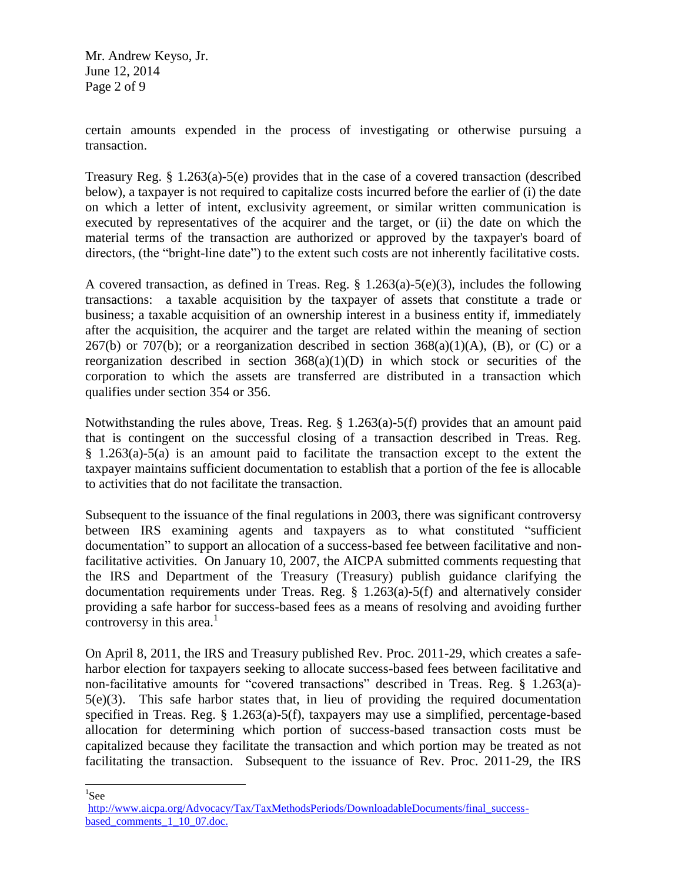certain amounts expended in the process of investigating or otherwise pursuing a transaction.

Treasury Reg. § 1.263(a)-5(e) provides that in the case of a covered transaction (described below), a taxpayer is not required to capitalize costs incurred before the earlier of (i) the date on which a letter of intent, exclusivity agreement, or similar written communication is executed by representatives of the acquirer and the target, or (ii) the date on which the material terms of the transaction are authorized or approved by the taxpayer's board of directors, (the "bright-line date") to the extent such costs are not inherently facilitative costs.

A covered transaction, as defined in Treas. Reg. § 1.263(a)-5(e)(3), includes the following transactions: a taxable acquisition by the taxpayer of assets that constitute a trade or business; a taxable acquisition of an ownership interest in a business entity if, immediately after the acquisition, the acquirer and the target are related within the meaning of section 267(b) or 707(b); or a reorganization described in section 368(a)(1)(A), (B), or (C) or a reorganization described in section 368(a)(1)(D) in which stock or securities of the corporation to which the assets are transferred are distributed in a transaction which qualifies under section 354 or 356.

Notwithstanding the rules above, Treas. Reg. § 1.263(a)-5(f) provides that an amount paid that is contingent on the successful closing of a transaction described in Treas. Reg. § 1.263(a)-5(a) is an amount paid to facilitate the transaction except to the extent the taxpayer maintains sufficient documentation to establish that a portion of the fee is allocable to activities that do not facilitate the transaction.

Subsequent to the issuance of the final regulations in 2003, there was significant controversy between IRS examining agents and taxpayers as to what constituted "sufficient documentation" to support an allocation of a success-based fee between facilitative and non-facilitative activities. On January 10, 2007, the AICPA submitted comments requesting that the IRS and Department of the Treasury (Treasury) publish guidance clarifying the documentation requirements under Treas. Reg. § 1.263(a)-5(f) and alternatively consider providing a safe harbor for success-based fees as a means of resolving and avoiding further controversy in this area.[1]

On April 8, 2011, the IRS and Treasury published Rev. Proc. 2011-29, which creates a safe-harbor election for taxpayers seeking to allocate success-based fees between facilitative and non-facilitative amounts for "covered transactions" described in Treas. Reg. § 1.263(a)-5(e)(3). This safe harbor states that, in lieu of providing the required documentation specified in Treas. Reg. § 1.263(a)-5(f), taxpayers may use a simplified, percentage-based allocation for determining which portion of success-based transaction costs must be capitalized because they facilitate the transaction and which portion may be treated as not facilitating the transaction. Subsequent to the issuance of Rev. Proc. 2011-29, the IRS

---

[1] See http://www.aicpa.org/Advocacy/Tax/TaxMethodsPeriods/DownloadableDocuments/final_success-based_comments_1_10_07.doc.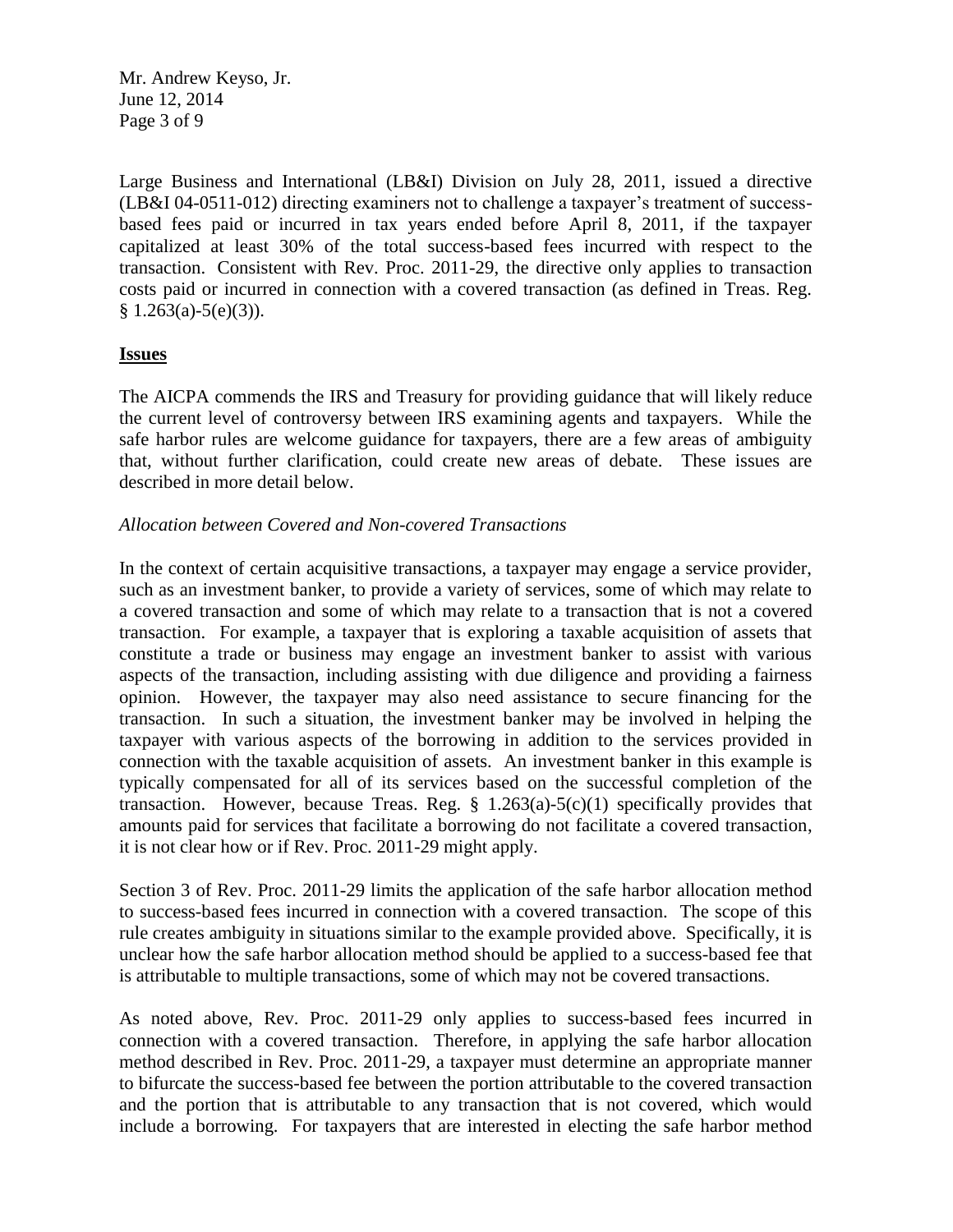Large Business and International (LB&I) Division on July 28, 2011, issued a directive (LB&I 04-0511-012) directing examiners not to challenge a taxpayer's treatment of success-based fees paid or incurred in tax years ended before April 8, 2011, if the taxpayer capitalized at least 30% of the total success-based fees incurred with respect to the transaction. Consistent with Rev. Proc. 2011-29, the directive only applies to transaction costs paid or incurred in connection with a covered transaction (as defined in Treas. Reg. § 1.263(a)-5(e)(3)).

## Issues

The AICPA commends the IRS and Treasury for providing guidance that will likely reduce the current level of controversy between IRS examining agents and taxpayers. While the safe harbor rules are welcome guidance for taxpayers, there are a few areas of ambiguity that, without further clarification, could create new areas of debate. These issues are described in more detail below.

### *Allocation between Covered and Non-covered Transactions*

In the context of certain acquisitive transactions, a taxpayer may engage a service provider, such as an investment banker, to provide a variety of services, some of which may relate to a covered transaction and some of which may relate to a transaction that is not a covered transaction. For example, a taxpayer that is exploring a taxable acquisition of assets that constitute a trade or business may engage an investment banker to assist with various aspects of the transaction, including assisting with due diligence and providing a fairness opinion. However, the taxpayer may also need assistance to secure financing for the transaction. In such a situation, the investment banker may be involved in helping the taxpayer with various aspects of the borrowing in addition to the services provided in connection with the taxable acquisition of assets. An investment banker in this example is typically compensated for all of its services based on the successful completion of the transaction. However, because Treas. Reg. § 1.263(a)-5(c)(1) specifically provides that amounts paid for services that facilitate a borrowing do not facilitate a covered transaction, it is not clear how or if Rev. Proc. 2011-29 might apply.

Section 3 of Rev. Proc. 2011-29 limits the application of the safe harbor allocation method to success-based fees incurred in connection with a covered transaction. The scope of this rule creates ambiguity in situations similar to the example provided above. Specifically, it is unclear how the safe harbor allocation method should be applied to a success-based fee that is attributable to multiple transactions, some of which may not be covered transactions.

As noted above, Rev. Proc. 2011-29 only applies to success-based fees incurred in connection with a covered transaction. Therefore, in applying the safe harbor allocation method described in Rev. Proc. 2011-29, a taxpayer must determine an appropriate manner to bifurcate the success-based fee between the portion attributable to the covered transaction and the portion that is attributable to any transaction that is not covered, which would include a borrowing. For taxpayers that are interested in electing the safe harbor method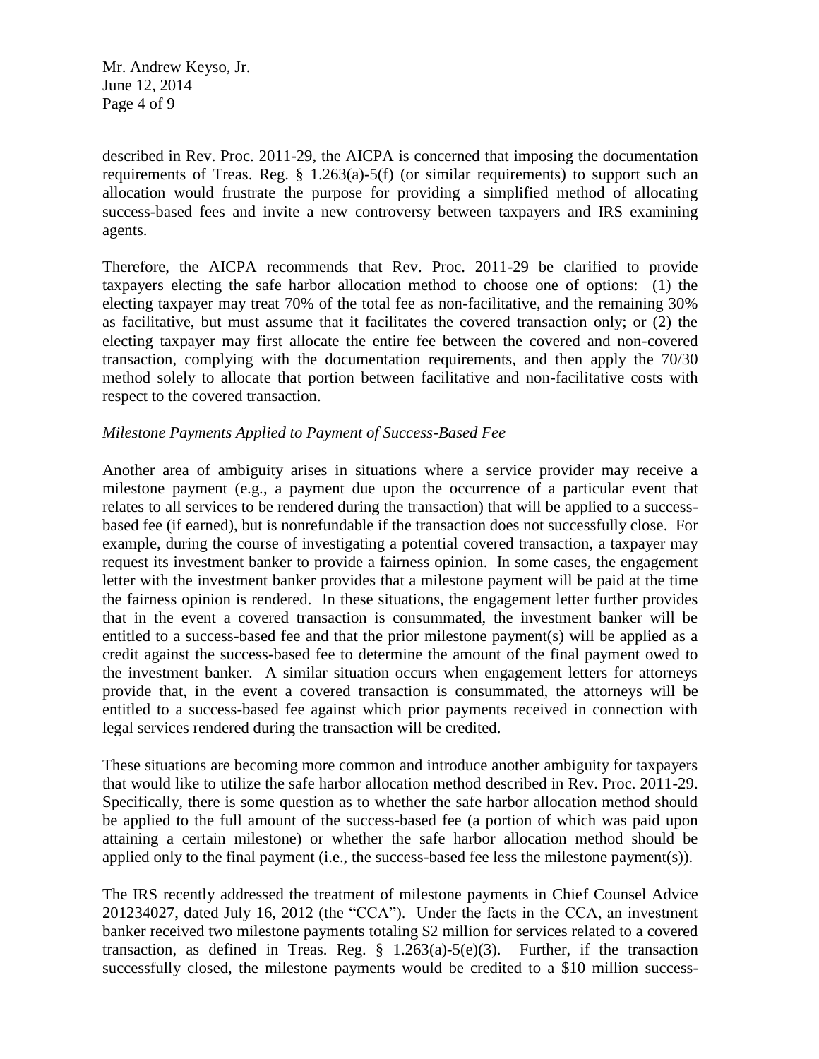described in Rev. Proc. 2011-29, the AICPA is concerned that imposing the documentation requirements of Treas. Reg. § 1.263(a)-5(f) (or similar requirements) to support such an allocation would frustrate the purpose for providing a simplified method of allocating success-based fees and invite a new controversy between taxpayers and IRS examining agents.

Therefore, the AICPA recommends that Rev. Proc. 2011-29 be clarified to provide taxpayers electing the safe harbor allocation method to choose one of options: (1) the electing taxpayer may treat 70% of the total fee as non-facilitative, and the remaining 30% as facilitative, but must assume that it facilitates the covered transaction only; or (2) the electing taxpayer may first allocate the entire fee between the covered and non-covered transaction, complying with the documentation requirements, and then apply the 70/30 method solely to allocate that portion between facilitative and non-facilitative costs with respect to the covered transaction.

*Milestone Payments Applied to Payment of Success-Based Fee*

Another area of ambiguity arises in situations where a service provider may receive a milestone payment (e.g., a payment due upon the occurrence of a particular event that relates to all services to be rendered during the transaction) that will be applied to a success-based fee (if earned), but is nonrefundable if the transaction does not successfully close. For example, during the course of investigating a potential covered transaction, a taxpayer may request its investment banker to provide a fairness opinion. In some cases, the engagement letter with the investment banker provides that a milestone payment will be paid at the time the fairness opinion is rendered. In these situations, the engagement letter further provides that in the event a covered transaction is consummated, the investment banker will be entitled to a success-based fee and that the prior milestone payment(s) will be applied as a credit against the success-based fee to determine the amount of the final payment owed to the investment banker. A similar situation occurs when engagement letters for attorneys provide that, in the event a covered transaction is consummated, the attorneys will be entitled to a success-based fee against which prior payments received in connection with legal services rendered during the transaction will be credited.

These situations are becoming more common and introduce another ambiguity for taxpayers that would like to utilize the safe harbor allocation method described in Rev. Proc. 2011-29. Specifically, there is some question as to whether the safe harbor allocation method should be applied to the full amount of the success-based fee (a portion of which was paid upon attaining a certain milestone) or whether the safe harbor allocation method should be applied only to the final payment (i.e., the success-based fee less the milestone payment(s)).

The IRS recently addressed the treatment of milestone payments in Chief Counsel Advice 201234027, dated July 16, 2012 (the "CCA"). Under the facts in the CCA, an investment banker received two milestone payments totaling $2 million for services related to a covered transaction, as defined in Treas. Reg. § 1.263(a)-5(e)(3). Further, if the transaction successfully closed, the milestone payments would be credited to a $10 million success-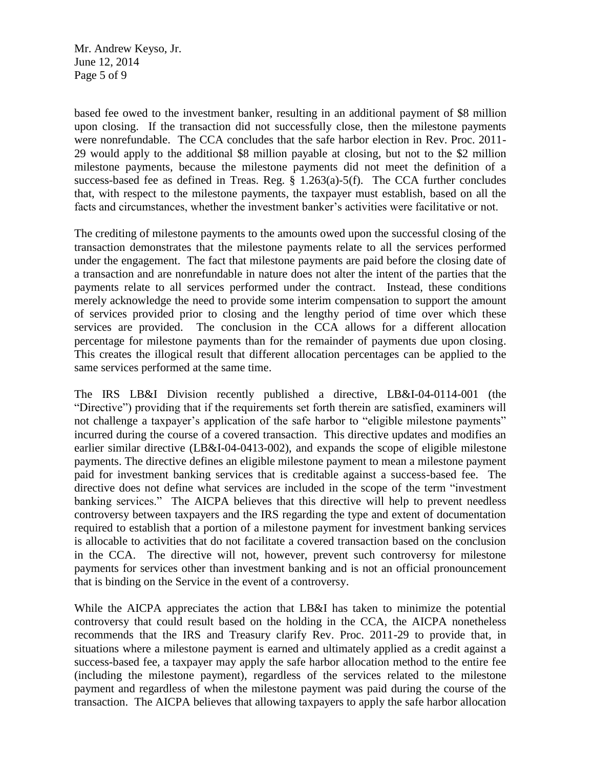based fee owed to the investment banker, resulting in an additional payment of $8 million upon closing. If the transaction did not successfully close, then the milestone payments were nonrefundable. The CCA concludes that the safe harbor election in Rev. Proc. 2011-29 would apply to the additional $8 million payable at closing, but not to the $2 million milestone payments, because the milestone payments did not meet the definition of a success-based fee as defined in Treas. Reg. § 1.263(a)-5(f). The CCA further concludes that, with respect to the milestone payments, the taxpayer must establish, based on all the facts and circumstances, whether the investment banker's activities were facilitative or not.

The crediting of milestone payments to the amounts owed upon the successful closing of the transaction demonstrates that the milestone payments relate to all the services performed under the engagement. The fact that milestone payments are paid before the closing date of a transaction and are nonrefundable in nature does not alter the intent of the parties that the payments relate to all services performed under the contract. Instead, these conditions merely acknowledge the need to provide some interim compensation to support the amount of services provided prior to closing and the lengthy period of time over which these services are provided. The conclusion in the CCA allows for a different allocation percentage for milestone payments than for the remainder of payments due upon closing. This creates the illogical result that different allocation percentages can be applied to the same services performed at the same time.

The IRS LB&I Division recently published a directive, LB&I-04-0114-001 (the "Directive") providing that if the requirements set forth therein are satisfied, examiners will not challenge a taxpayer's application of the safe harbor to "eligible milestone payments" incurred during the course of a covered transaction. This directive updates and modifies an earlier similar directive (LB&I-04-0413-002), and expands the scope of eligible milestone payments. The directive defines an eligible milestone payment to mean a milestone payment paid for investment banking services that is creditable against a success-based fee. The directive does not define what services are included in the scope of the term "investment banking services." The AICPA believes that this directive will help to prevent needless controversy between taxpayers and the IRS regarding the type and extent of documentation required to establish that a portion of a milestone payment for investment banking services is allocable to activities that do not facilitate a covered transaction based on the conclusion in the CCA. The directive will not, however, prevent such controversy for milestone payments for services other than investment banking and is not an official pronouncement that is binding on the Service in the event of a controversy.

While the AICPA appreciates the action that LB&I has taken to minimize the potential controversy that could result based on the holding in the CCA, the AICPA nonetheless recommends that the IRS and Treasury clarify Rev. Proc. 2011-29 to provide that, in situations where a milestone payment is earned and ultimately applied as a credit against a success-based fee, a taxpayer may apply the safe harbor allocation method to the entire fee (including the milestone payment), regardless of the services related to the milestone payment and regardless of when the milestone payment was paid during the course of the transaction. The AICPA believes that allowing taxpayers to apply the safe harbor allocation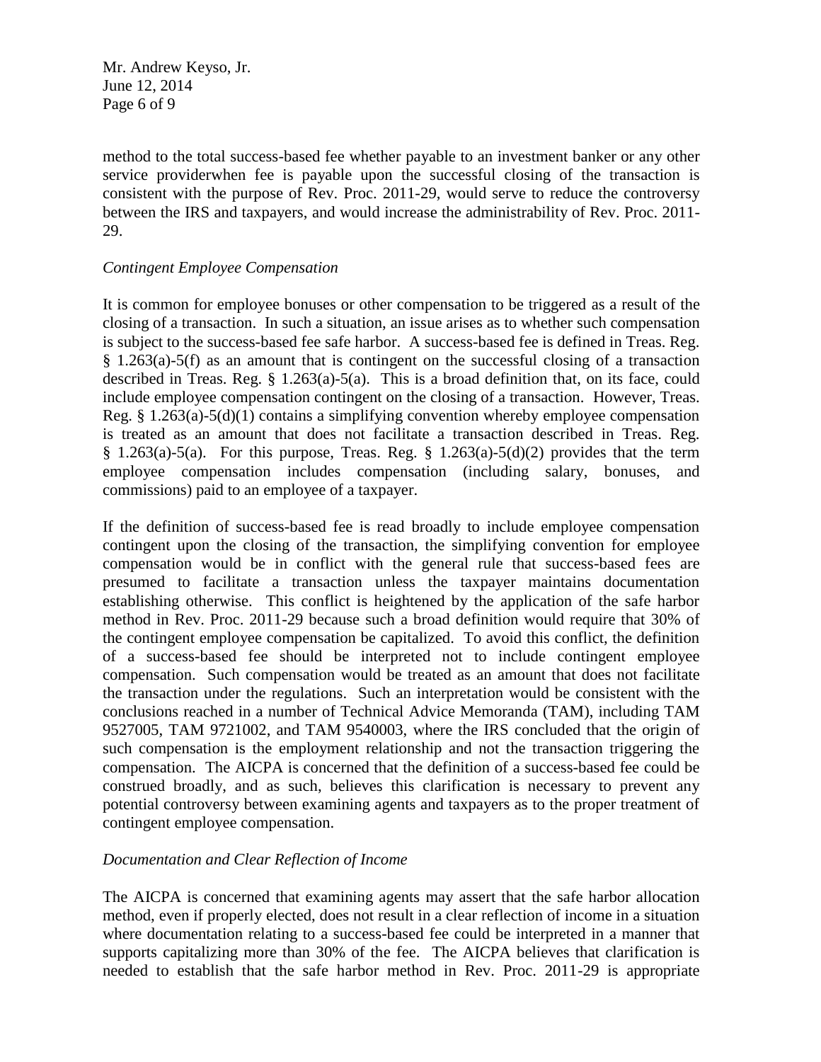method to the total success-based fee whether payable to an investment banker or any other service providerwhen fee is payable upon the successful closing of the transaction is consistent with the purpose of Rev. Proc. 2011-29, would serve to reduce the controversy between the IRS and taxpayers, and would increase the administrability of Rev. Proc. 2011-29.

*Contingent Employee Compensation*

It is common for employee bonuses or other compensation to be triggered as a result of the closing of a transaction. In such a situation, an issue arises as to whether such compensation is subject to the success-based fee safe harbor. A success-based fee is defined in Treas. Reg. § 1.263(a)-5(f) as an amount that is contingent on the successful closing of a transaction described in Treas. Reg. § 1.263(a)-5(a). This is a broad definition that, on its face, could include employee compensation contingent on the closing of a transaction. However, Treas. Reg. § 1.263(a)-5(d)(1) contains a simplifying convention whereby employee compensation is treated as an amount that does not facilitate a transaction described in Treas. Reg. § 1.263(a)-5(a). For this purpose, Treas. Reg. § 1.263(a)-5(d)(2) provides that the term employee compensation includes compensation (including salary, bonuses, and commissions) paid to an employee of a taxpayer.

If the definition of success-based fee is read broadly to include employee compensation contingent upon the closing of the transaction, the simplifying convention for employee compensation would be in conflict with the general rule that success-based fees are presumed to facilitate a transaction unless the taxpayer maintains documentation establishing otherwise. This conflict is heightened by the application of the safe harbor method in Rev. Proc. 2011-29 because such a broad definition would require that 30% of the contingent employee compensation be capitalized. To avoid this conflict, the definition of a success-based fee should be interpreted not to include contingent employee compensation. Such compensation would be treated as an amount that does not facilitate the transaction under the regulations. Such an interpretation would be consistent with the conclusions reached in a number of Technical Advice Memoranda (TAM), including TAM 9527005, TAM 9721002, and TAM 9540003, where the IRS concluded that the origin of such compensation is the employment relationship and not the transaction triggering the compensation. The AICPA is concerned that the definition of a success-based fee could be construed broadly, and as such, believes this clarification is necessary to prevent any potential controversy between examining agents and taxpayers as to the proper treatment of contingent employee compensation.

*Documentation and Clear Reflection of Income*

The AICPA is concerned that examining agents may assert that the safe harbor allocation method, even if properly elected, does not result in a clear reflection of income in a situation where documentation relating to a success-based fee could be interpreted in a manner that supports capitalizing more than 30% of the fee. The AICPA believes that clarification is needed to establish that the safe harbor method in Rev. Proc. 2011-29 is appropriate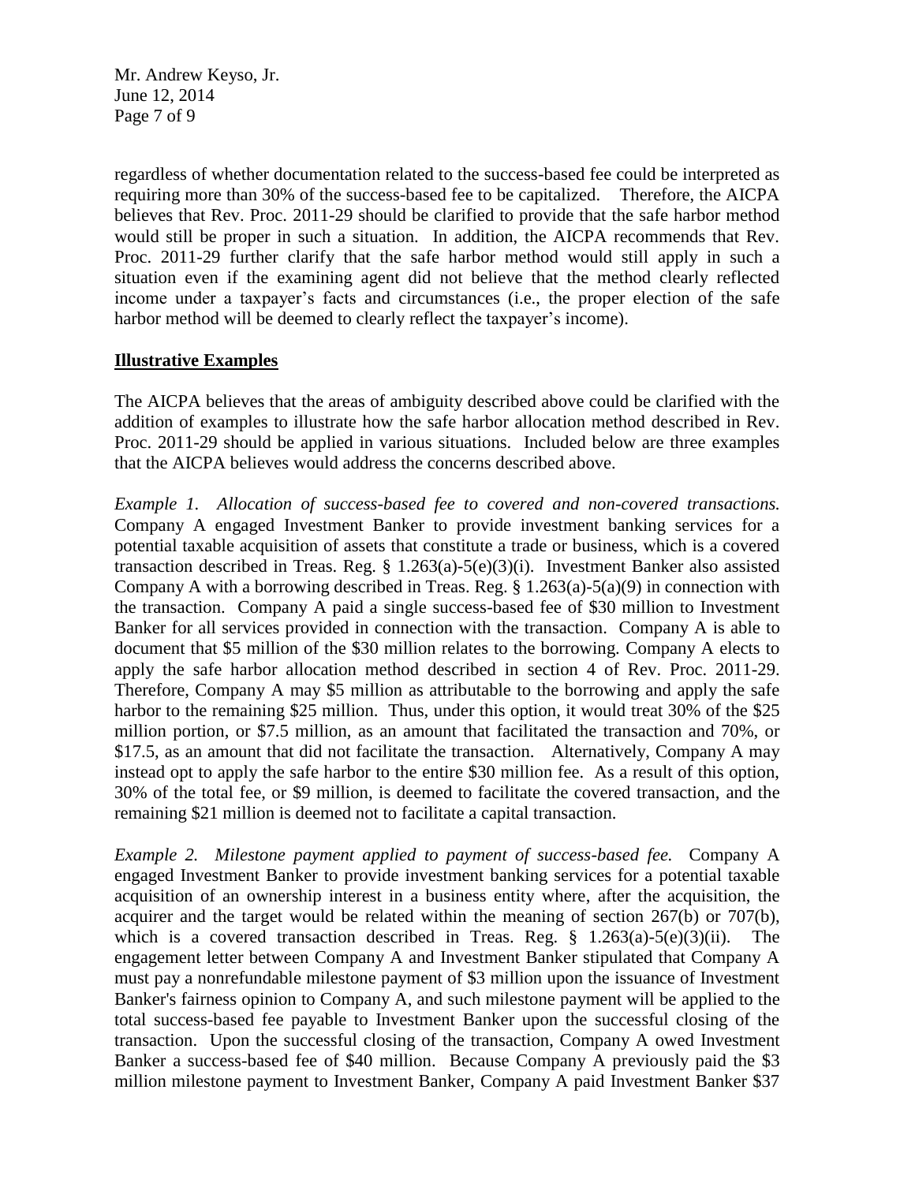regardless of whether documentation related to the success-based fee could be interpreted as requiring more than 30% of the success-based fee to be capitalized. Therefore, the AICPA believes that Rev. Proc. 2011-29 should be clarified to provide that the safe harbor method would still be proper in such a situation. In addition, the AICPA recommends that Rev. Proc. 2011-29 further clarify that the safe harbor method would still apply in such a situation even if the examining agent did not believe that the method clearly reflected income under a taxpayer's facts and circumstances (i.e., the proper election of the safe harbor method will be deemed to clearly reflect the taxpayer's income).

**Illustrative Examples**

The AICPA believes that the areas of ambiguity described above could be clarified with the addition of examples to illustrate how the safe harbor allocation method described in Rev. Proc. 2011-29 should be applied in various situations. Included below are three examples that the AICPA believes would address the concerns described above.

*Example 1. Allocation of success-based fee to covered and non-covered transactions.* Company A engaged Investment Banker to provide investment banking services for a potential taxable acquisition of assets that constitute a trade or business, which is a covered transaction described in Treas. Reg. § 1.263(a)-5(e)(3)(i). Investment Banker also assisted Company A with a borrowing described in Treas. Reg. § 1.263(a)-5(a)(9) in connection with the transaction. Company A paid a single success-based fee of $30 million to Investment Banker for all services provided in connection with the transaction. Company A is able to document that $5 million of the $30 million relates to the borrowing. Company A elects to apply the safe harbor allocation method described in section 4 of Rev. Proc. 2011-29. Therefore, Company A may $5 million as attributable to the borrowing and apply the safe harbor to the remaining $25 million. Thus, under this option, it would treat 30% of the $25 million portion, or $7.5 million, as an amount that facilitated the transaction and 70%, or $17.5, as an amount that did not facilitate the transaction. Alternatively, Company A may instead opt to apply the safe harbor to the entire $30 million fee. As a result of this option, 30% of the total fee, or $9 million, is deemed to facilitate the covered transaction, and the remaining $21 million is deemed not to facilitate a capital transaction.

*Example 2. Milestone payment applied to payment of success-based fee.* Company A engaged Investment Banker to provide investment banking services for a potential taxable acquisition of an ownership interest in a business entity where, after the acquisition, the acquirer and the target would be related within the meaning of section 267(b) or 707(b), which is a covered transaction described in Treas. Reg. § 1.263(a)-5(e)(3)(ii). The engagement letter between Company A and Investment Banker stipulated that Company A must pay a nonrefundable milestone payment of $3 million upon the issuance of Investment Banker's fairness opinion to Company A, and such milestone payment will be applied to the total success-based fee payable to Investment Banker upon the successful closing of the transaction. Upon the successful closing of the transaction, Company A owed Investment Banker a success-based fee of $40 million. Because Company A previously paid the $3 million milestone payment to Investment Banker, Company A paid Investment Banker $37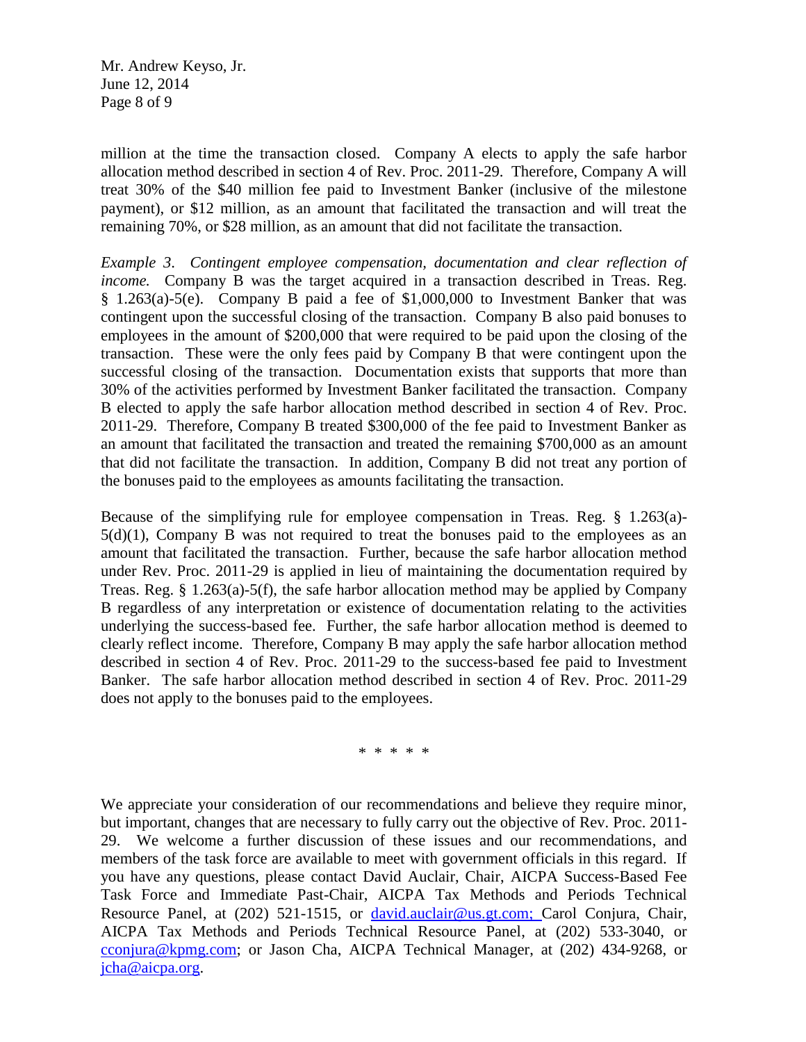million at the time the transaction closed. Company A elects to apply the safe harbor allocation method described in section 4 of Rev. Proc. 2011-29. Therefore, Company A will treat 30% of the $40 million fee paid to Investment Banker (inclusive of the milestone payment), or $12 million, as an amount that facilitated the transaction and will treat the remaining 70%, or $28 million, as an amount that did not facilitate the transaction.

*Example 3. Contingent employee compensation, documentation and clear reflection of income.* Company B was the target acquired in a transaction described in Treas. Reg. § 1.263(a)-5(e). Company B paid a fee of $1,000,000 to Investment Banker that was contingent upon the successful closing of the transaction. Company B also paid bonuses to employees in the amount of $200,000 that were required to be paid upon the closing of the transaction. These were the only fees paid by Company B that were contingent upon the successful closing of the transaction. Documentation exists that supports that more than 30% of the activities performed by Investment Banker facilitated the transaction. Company B elected to apply the safe harbor allocation method described in section 4 of Rev. Proc. 2011-29. Therefore, Company B treated $300,000 of the fee paid to Investment Banker as an amount that facilitated the transaction and treated the remaining $700,000 as an amount that did not facilitate the transaction. In addition, Company B did not treat any portion of the bonuses paid to the employees as amounts facilitating the transaction.

Because of the simplifying rule for employee compensation in Treas. Reg. § 1.263(a)-5(d)(1), Company B was not required to treat the bonuses paid to the employees as an amount that facilitated the transaction. Further, because the safe harbor allocation method under Rev. Proc. 2011-29 is applied in lieu of maintaining the documentation required by Treas. Reg. § 1.263(a)-5(f), the safe harbor allocation method may be applied by Company B regardless of any interpretation or existence of documentation relating to the activities underlying the success-based fee. Further, the safe harbor allocation method is deemed to clearly reflect income. Therefore, Company B may apply the safe harbor allocation method described in section 4 of Rev. Proc. 2011-29 to the success-based fee paid to Investment Banker. The safe harbor allocation method described in section 4 of Rev. Proc. 2011-29 does not apply to the bonuses paid to the employees.

\* \* \* \* \*

We appreciate your consideration of our recommendations and believe they require minor, but important, changes that are necessary to fully carry out the objective of Rev. Proc. 2011-29. We welcome a further discussion of these issues and our recommendations, and members of the task force are available to meet with government officials in this regard. If you have any questions, please contact David Auclair, Chair, AICPA Success-Based Fee Task Force and Immediate Past-Chair, AICPA Tax Methods and Periods Technical Resource Panel, at (202) 521-1515, or david.auclair@us.gt.com; Carol Conjura, Chair, AICPA Tax Methods and Periods Technical Resource Panel, at (202) 533-3040, or cconjura@kpmg.com; or Jason Cha, AICPA Technical Manager, at (202) 434-9268, or jcha@aicpa.org.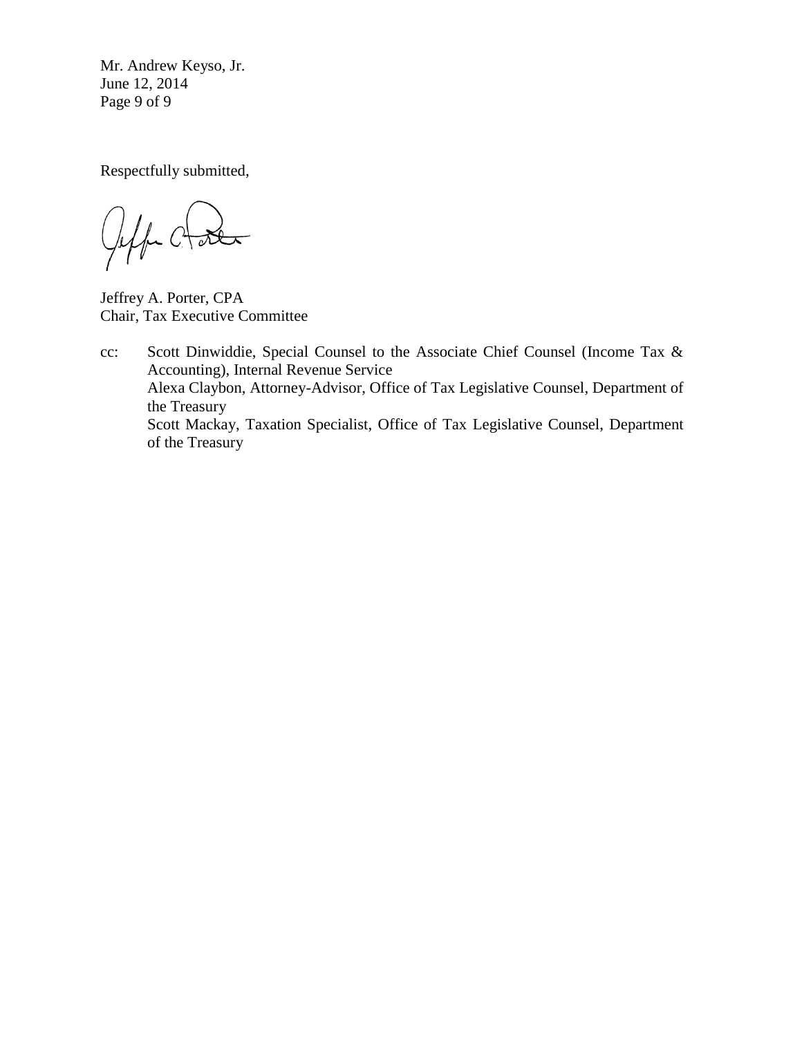Respectfully submitted,

Jeffrey A. Porter, CPA
Chair, Tax Executive Committee

cc: Scott Dinwiddie, Special Counsel to the Associate Chief Counsel (Income Tax & Accounting), Internal Revenue Service
Alexa Claybon, Attorney-Advisor, Office of Tax Legislative Counsel, Department of the Treasury
Scott Mackay, Taxation Specialist, Office of Tax Legislative Counsel, Department of the Treasury